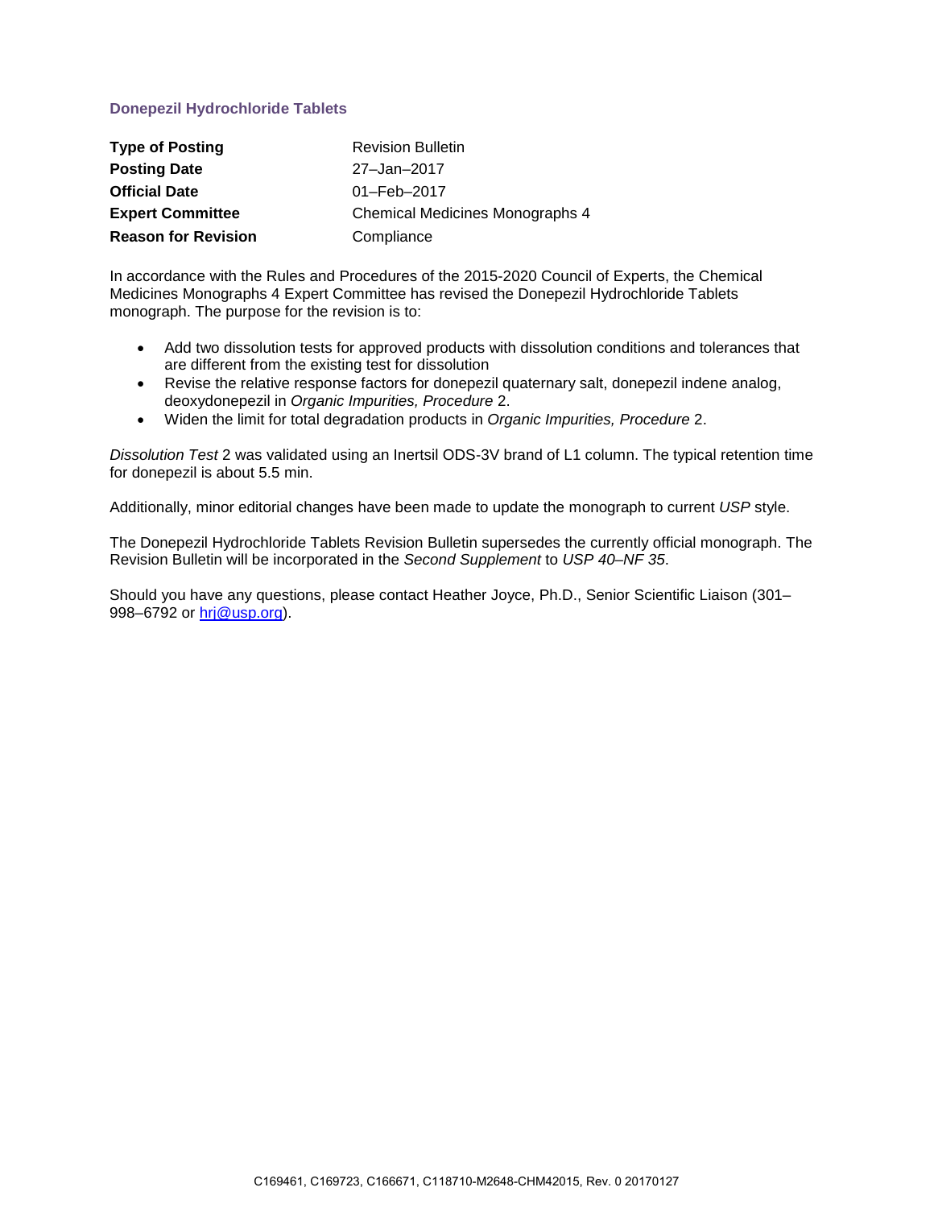## Donepezil Hydrochloride Tablets

| | |
|---|---|
| **Type of Posting** | Revision Bulletin |
| **Posting Date** | 27–Jan–2017 |
| **Official Date** | 01–Feb–2017 |
| **Expert Committee** | Chemical Medicines Monographs 4 |
| **Reason for Revision** | Compliance |

In accordance with the Rules and Procedures of the 2015-2020 Council of Experts, the Chemical Medicines Monographs 4 Expert Committee has revised the Donepezil Hydrochloride Tablets monograph. The purpose for the revision is to:

- Add two dissolution tests for approved products with dissolution conditions and tolerances that are different from the existing test for dissolution
- Revise the relative response factors for donepezil quaternary salt, donepezil indene analog, deoxydonepezil in *Organic Impurities, Procedure* 2.
- Widen the limit for total degradation products in *Organic Impurities, Procedure* 2.

*Dissolution Test* 2 was validated using an Inertsil ODS-3V brand of L1 column. The typical retention time for donepezil is about 5.5 min.

Additionally, minor editorial changes have been made to update the monograph to current *USP* style.

The Donepezil Hydrochloride Tablets Revision Bulletin supersedes the currently official monograph. The Revision Bulletin will be incorporated in the *Second Supplement* to *USP 40–NF 35*.

Should you have any questions, please contact Heather Joyce, Ph.D., Senior Scientific Liaison (301–998–6792 or hrj@usp.org).

C169461, C169723, C166671, C118710-M2648-CHM42015, Rev. 0 20170127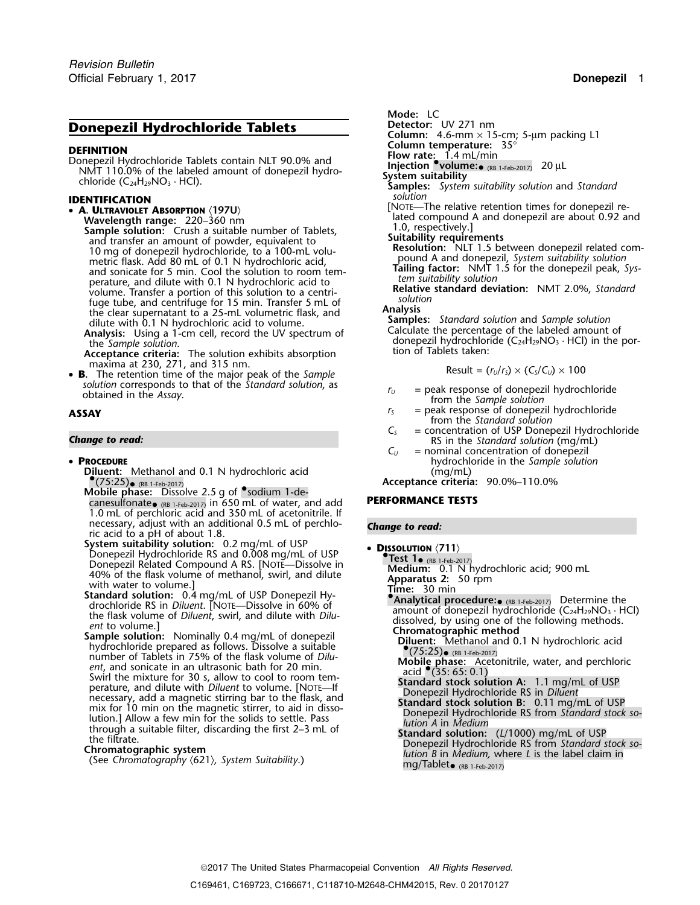# Donepezil Hydrochloride Tablets

## DEFINITION

Donepezil Hydrochloride Tablets contain NLT 90.0% and NMT 110.0% of the labeled amount of donepezil hydrochloride ($C_{24}H_{29}NO_3 \cdot HCl$).

## IDENTIFICATION

- **A. Ultraviolet Absorption** ⟨197U⟩

  **Wavelength range:** 220–360 nm

  **Sample solution:** Crush a suitable number of Tablets, and transfer an amount of powder, equivalent to 10 mg of donepezil hydrochloride, to a 100-mL volumetric flask. Add 80 mL of 0.1 N hydrochloric acid, and sonicate for 5 min. Cool the solution to room temperature, and dilute with 0.1 N hydrochloric acid to volume. Transfer a portion of this solution to a centrifuge tube, and centrifuge for 15 min. Transfer 5 mL of the clear supernatant to a 25-mL volumetric flask, and dilute with 0.1 N hydrochloric acid to volume.

  **Analysis:** Using a 1-cm cell, record the UV spectrum of the *Sample solution*.

  **Acceptance criteria:** The solution exhibits absorption maxima at 230, 271, and 315 nm.

- **B.** The retention time of the major peak of the *Sample solution* corresponds to that of the *Standard solution*, as obtained in the *Assay*.

## ASSAY

***Change to read:***

- **Procedure**

  **Diluent:** Methanol and 0.1 N hydrochloric acid •(75:25)• (RB 1-Feb-2017)

  **Mobile phase:** Dissolve 2.5 g of •sodium 1-decanesulfonate• (RB 1-Feb-2017) in 650 mL of water, and add 1.0 mL of perchloric acid and 350 mL of acetonitrile. If necessary, adjust with an additional 0.5 mL of perchloric acid to a pH of about 1.8.

  **System suitability solution:** 0.2 mg/mL of USP Donepezil Hydrochloride RS and 0.008 mg/mL of USP Donepezil Related Compound A RS. [Note—Dissolve in 40% of the flask volume of methanol, swirl, and dilute with water to volume.]

  **Standard solution:** 0.4 mg/mL of USP Donepezil Hydrochloride RS in *Diluent*. [Note—Dissolve in 60% of the flask volume of *Diluent*, swirl, and dilute with *Diluent* to volume.]

  **Sample solution:** Nominally 0.4 mg/mL of donepezil hydrochloride prepared as follows. Dissolve a suitable number of Tablets in 75% of the flask volume of *Diluent*, and sonicate in an ultrasonic bath for 20 min. Swirl the mixture for 30 s, allow to cool to room temperature, and dilute with *Diluent* to volume. [Note—If necessary, add a magnetic stirring bar to the flask, and mix for 10 min on the magnetic stirrer, to aid in dissolution.] Allow a few min for the solids to settle. Pass through a suitable filter, discarding the first 2–3 mL of the filtrate.

  **Chromatographic system**

  (See *Chromatography* ⟨621⟩, *System Suitability*.)

  **Mode:** LC

  **Detector:** UV 271 nm

  **Column:** 4.6-mm × 15-cm; 5-µm packing L1

  **Column temperature:** 35°

  **Flow rate:** 1.4 mL/min

  **Injection •volume:•** (RB 1-Feb-2017) 20 µL

  **System suitability**

  **Samples:** *System suitability solution* and *Standard solution*

  [Note—The relative retention times for donepezil related compound A and donepezil are about 0.92 and 1.0, respectively.]

  **Suitability requirements**

  **Resolution:** NLT 1.5 between donepezil related compound A and donepezil, *System suitability solution*

  **Tailing factor:** NMT 1.5 for the donepezil peak, *System suitability solution*

  **Relative standard deviation:** NMT 2.0%, *Standard solution*

  **Analysis**

  **Samples:** *Standard solution* and *Sample solution*

  Calculate the percentage of the labeled amount of donepezil hydrochloride ($C_{24}H_{29}NO_3 \cdot HCl$) in the portion of Tablets taken:

  $$\text{Result} = (r_U/r_S) \times (C_S/C_U) \times 100$$

  - $r_U$ = peak response of donepezil hydrochloride from the *Sample solution*
  - $r_S$ = peak response of donepezil hydrochloride from the *Standard solution*
  - $C_S$ = concentration of USP Donepezil Hydrochloride RS in the *Standard solution* (mg/mL)
  - $C_U$ = nominal concentration of donepezil hydrochloride in the *Sample solution* (mg/mL)

  **Acceptance criteria:** 90.0%–110.0%

## PERFORMANCE TESTS

***Change to read:***

- **Dissolution** ⟨711⟩

  **•Test 1•** (RB 1-Feb-2017)

  **Medium:** 0.1 N hydrochloric acid; 900 mL

  **Apparatus 2:** 50 rpm

  **Time:** 30 min

  **•Analytical procedure:•** (RB 1-Feb-2017) Determine the amount of donepezil hydrochloride ($C_{24}H_{29}NO_3 \cdot HCl$) dissolved, by using one of the following methods.

  **Chromatographic method**

  **Diluent:** Methanol and 0.1 N hydrochloric acid •(75:25)• (RB 1-Feb-2017)

  **Mobile phase:** Acetonitrile, water, and perchloric acid •(35: 65: 0.1)

  **Standard stock solution A:** 1.1 mg/mL of USP Donepezil Hydrochloride RS in *Diluent*

  **Standard stock solution B:** 0.11 mg/mL of USP Donepezil Hydrochloride RS from *Standard stock solution A* in *Medium*

  **Standard solution:** ($L$/1000) mg/mL of USP Donepezil Hydrochloride RS from *Standard stock solution B* in *Medium*, where $L$ is the label claim in mg/Tablet• (RB 1-Feb-2017)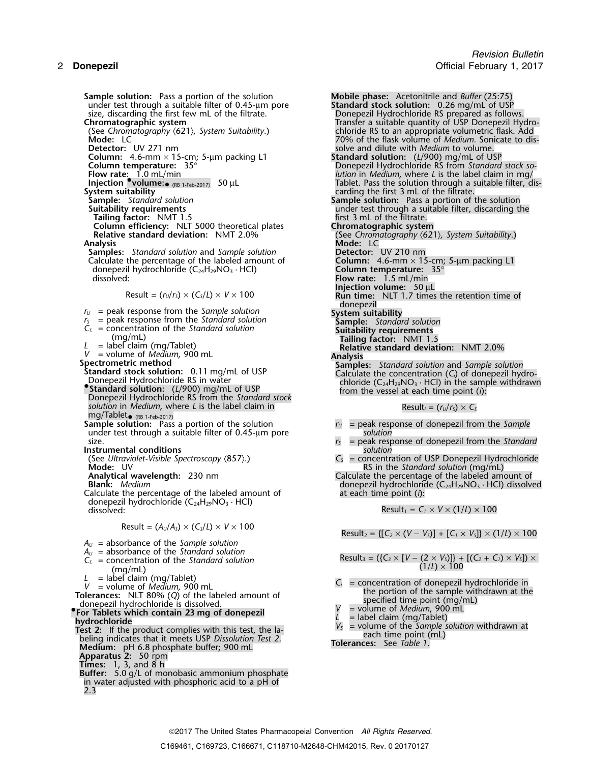**Sample solution:** Pass a portion of the solution under test through a suitable filter of 0.45-µm pore size, discarding the first few mL of the filtrate.

**Chromatographic system**

(See *Chromatography* ⟨621⟩, *System Suitability*.)

**Mode:** LC

**Detector:** UV 271 nm

**Column:** 4.6-mm × 15-cm; 5-µm packing L1

**Column temperature:** 35°

**Flow rate:** 1.0 mL/min

**Injection** •**volume:**• (RB 1-Feb-2017) 50 µL

**System suitability**

**Sample:** *Standard solution*

**Suitability requirements**

**Tailing factor:** NMT 1.5

**Column efficiency:** NLT 5000 theoretical plates

**Relative standard deviation:** NMT 2.0%

**Analysis**

**Samples:** *Standard solution* and *Sample solution*

Calculate the percentage of the labeled amount of donepezil hydrochloride ($C_{24}H_{29}NO_3 \cdot HCl$) dissolved:

$$\text{Result} = (r_U/r_S) \times (C_S/L) \times V \times 100$$

$r_U$ = peak response from the *Sample solution*
$r_S$ = peak response from the *Standard solution*
$C_S$ = concentration of the *Standard solution* (mg/mL)
$L$ = label claim (mg/Tablet)
$V$ = volume of *Medium*, 900 mL

**Spectrometric method**

**Standard stock solution:** 0.11 mg/mL of USP Donepezil Hydrochloride RS in water

•**Standard solution:** ($L$/900) mg/mL of USP Donepezil Hydrochloride RS from the *Standard stock solution* in *Medium*, where $L$ is the label claim in mg/Tablet• (RB 1-Feb-2017)

**Sample solution:** Pass a portion of the solution under test through a suitable filter of 0.45-µm pore size.

**Instrumental conditions**

(See *Ultraviolet-Visible Spectroscopy* ⟨857⟩.)

**Mode:** UV

**Analytical wavelength:** 230 nm

**Blank:** *Medium*

Calculate the percentage of the labeled amount of donepezil hydrochloride ($C_{24}H_{29}NO_3 \cdot HCl$) dissolved:

$$\text{Result} = (A_U/A_S) \times (C_S/L) \times V \times 100$$

$A_U$ = absorbance of the *Sample solution*
$A_U$ = absorbance of the *Standard solution*
$C_S$ = concentration of the *Standard solution* (mg/mL)
$L$ = label claim (mg/Tablet)
$V$ = volume of *Medium*, 900 mL

**Tolerances:** NLT 80% ($Q$) of the labeled amount of donepezil hydrochloride is dissolved.

•**For Tablets which contain 23 mg of donepezil hydrochloride**

**Test 2:** If the product complies with this test, the labeling indicates that it meets USP *Dissolution Test 2*.

**Medium:** pH 6.8 phosphate buffer; 900 mL

**Apparatus 2:** 50 rpm

**Times:** 1, 3, and 8 h

**Buffer:** 5.0 g/L of monobasic ammonium phosphate in water adjusted with phosphoric acid to a pH of 2.3

**Mobile phase:** Acetonitrile and *Buffer* (25:75)

**Standard stock solution:** 0.26 mg/mL of USP Donepezil Hydrochloride RS prepared as follows. Transfer a suitable quantity of USP Donepezil Hydrochloride RS to an appropriate volumetric flask. Add 70% of the flask volume of *Medium*. Sonicate to dissolve and dilute with *Medium* to volume.

**Standard solution:** ($L$/900) mg/mL of USP Donepezil Hydrochloride RS from *Standard stock solution* in *Medium*, where $L$ is the label claim in mg/Tablet. Pass the solution through a suitable filter, discarding the first 3 mL of the filtrate.

**Sample solution:** Pass a portion of the solution under test through a suitable filter, discarding the first 3 mL of the filtrate.

**Chromatographic system**

(See *Chromatography* ⟨621⟩, *System Suitability*.)

**Mode:** LC

**Detector:** UV 210 nm

**Column:** 4.6-mm × 15-cm; 5-µm packing L1

**Column temperature:** 35°

**Flow rate:** 1.5 mL/min

**Injection volume:** 50 µL

**Run time:** NLT 1.7 times the retention time of donepezil

**System suitability**

**Sample:** *Standard solution*

**Suitability requirements**

**Tailing factor:** NMT 1.5

**Relative standard deviation:** NMT 2.0%

**Analysis**

**Samples:** *Standard solution* and *Sample solution*

Calculate the concentration ($C_i$) of donepezil hydrochloride ($C_{24}H_{29}NO_3 \cdot HCl$) in the sample withdrawn from the vessel at each time point ($i$):

$$\text{Result}_i = (r_U/r_S) \times C_S$$

$r_U$ = peak response of donepezil from the *Sample solution*
$r_S$ = peak response of donepezil from the *Standard solution*
$C_S$ = concentration of USP Donepezil Hydrochloride RS in the *Standard solution* (mg/mL)

Calculate the percentage of the labeled amount of donepezil hydrochloride ($C_{24}H_{29}NO_3 \cdot HCl$) dissolved at each time point ($i$):

$$\text{Result}_1 = C_1 \times V \times (1/L) \times 100$$

$$\text{Result}_2 = \{[C_2 \times (V - V_S)] + [C_1 \times V_S]\} \times (1/L) \times 100$$

$$\text{Result}_3 = (\{C_3 \times [V - (2 \times V_S)]\} + [(C_2 + C_1) \times V_S]) \times (1/L) \times 100$$

$C_i$ = concentration of donepezil hydrochloride in the portion of the sample withdrawn at the specified time point (mg/mL)
$V$ = volume of *Medium*, 900 mL
$L$ = label claim (mg/Tablet)
$V_S$ = volume of the *Sample solution* withdrawn at each time point (mL)

**Tolerances:** See *Table 1*.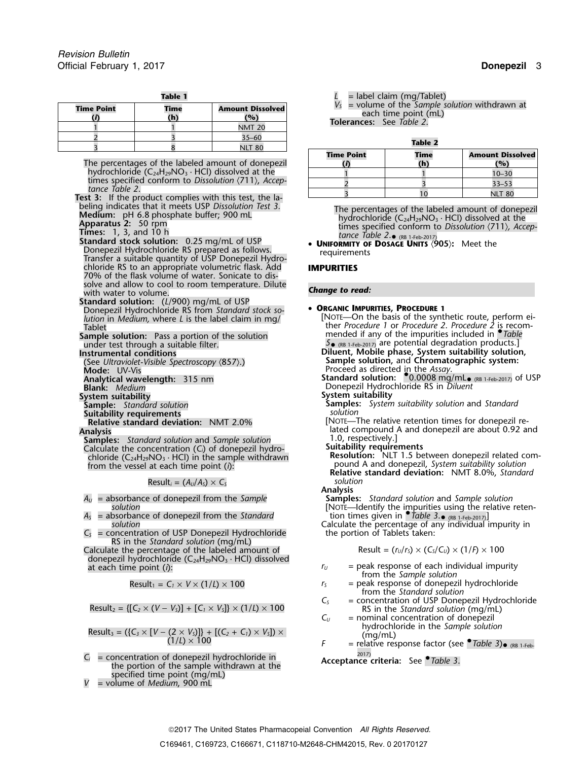**Table 1**

| Time Point (*i*) | Time (h) | Amount Dissolved (%) |
|---|---|---|
| 1 | 1 | NMT 20 |
| 2 | 3 | 35–60 |
| 3 | 8 | NLT 80 |

The percentages of the labeled amount of donepezil hydrochloride ($C_{24}H_{29}NO_3 \cdot HCl$) dissolved at the times specified conform to *Dissolution* ⟨711⟩, *Acceptance Table 2*.

**Test 3:** If the product complies with this test, the labeling indicates that it meets USP *Dissolution Test 3*.

**Medium:** pH 6.8 phosphate buffer; 900 mL

**Apparatus 2:** 50 rpm

**Times:** 1, 3, and 10 h

**Standard stock solution:** 0.25 mg/mL of USP Donepezil Hydrochloride RS prepared as follows. Transfer a suitable quantity of USP Donepezil Hydrochloride RS to an appropriate volumetric flask. Add 70% of the flask volume of water. Sonicate to dissolve and allow to cool to room temperature. Dilute with water to volume.

**Standard solution:** (*L*/900) mg/mL of USP Donepezil Hydrochloride RS from *Standard stock solution* in *Medium*, where *L* is the label claim in mg/Tablet

**Sample solution:** Pass a portion of the solution under test through a suitable filter.

**Instrumental conditions**

(See *Ultraviolet-Visible Spectroscopy* ⟨857⟩.)

**Mode:** UV-Vis

**Analytical wavelength:** 315 nm

**Blank:** *Medium*

**System suitability**

**Sample:** *Standard solution*

**Suitability requirements**

**Relative standard deviation:** NMT 2.0%

**Analysis**

**Samples:** *Standard solution* and *Sample solution*

Calculate the concentration ($C_i$) of donepezil hydrochloride ($C_{24}H_{29}NO_3 \cdot HCl$) in the sample withdrawn from the vessel at each time point (*i*):

$$\text{Result}_i = (A_U/A_S) \times C_S$$

$A_U$ = absorbance of donepezil from the *Sample solution*
$A_S$ = absorbance of donepezil from the *Standard solution*
$C_S$ = concentration of USP Donepezil Hydrochloride RS in the *Standard solution* (mg/mL)

Calculate the percentage of the labeled amount of donepezil hydrochloride ($C_{24}H_{29}NO_3 \cdot HCl$) dissolved at each time point (*i*):

$$\text{Result}_1 = C_1 \times V \times (1/L) \times 100$$

$$\text{Result}_2 = \{[C_2 \times (V - V_S)] + [C_1 \times V_S]\} \times (1/L) \times 100$$

$$\text{Result}_3 = (\{C_3 \times [V - (2 \times V_S)]\} + [(C_2 + C_1) \times V_S]) \times (1/L) \times 100$$

$C_i$ = concentration of donepezil hydrochloride in the portion of the sample withdrawn at the specified time point (mg/mL)
$V$ = volume of *Medium*, 900 mL
$L$ = label claim (mg/Tablet)
$V_S$ = volume of the *Sample solution* withdrawn at each time point (mL)

**Tolerances:** See *Table 2*.

**Table 2**

| Time Point (*i*) | Time (h) | Amount Dissolved (%) |
|---|---|---|
| 1 | 1 | 10–30 |
| 2 | 3 | 33–53 |
| 3 | 10 | NLT 80 |

The percentages of the labeled amount of donepezil hydrochloride ($C_{24}H_{29}NO_3 \cdot HCl$) dissolved at the times specified conform to *Dissolution* ⟨711⟩, *Acceptance Table 2*.● (RB 1-Feb-2017)

- **Uniformity of Dosage Units** ⟨905⟩: Meet the requirements

## IMPURITIES

*Change to read:*

- **Organic Impurities, Procedure 1**

[Note—On the basis of the synthetic route, perform either *Procedure 1* or *Procedure 2*. *Procedure 2* is recommended if any of the impurities included in ●*Table 5*● (RB 1-Feb-2017) are potential degradation products.]

**Diluent, Mobile phase, System suitability solution, Sample solution,** and **Chromatographic system:** Proceed as directed in the *Assay*.

**Standard solution:** ●0.0008 mg/mL● (RB 1-Feb-2017) of USP Donepezil Hydrochloride RS in *Diluent*

**System suitability**

**Samples:** *System suitability solution* and *Standard solution*

[Note—The relative retention times for donepezil related compound A and donepezil are about 0.92 and 1.0, respectively.]

**Suitability requirements**

**Resolution:** NLT 1.5 between donepezil related compound A and donepezil, *System suitability solution*

**Relative standard deviation:** NMT 8.0%, *Standard solution*

**Analysis**

**Samples:** *Standard solution* and *Sample solution*

[Note—Identify the impurities using the relative retention times given in ●*Table 3*.● (RB 1-Feb-2017)]

Calculate the percentage of any individual impurity in the portion of Tablets taken:

$$\text{Result} = (r_U/r_S) \times (C_S/C_U) \times (1/F) \times 100$$

$r_U$ = peak response of each individual impurity from the *Sample solution*
$r_S$ = peak response of donepezil hydrochloride from the *Standard solution*
$C_S$ = concentration of USP Donepezil Hydrochloride RS in the *Standard solution* (mg/mL)
$C_U$ = nominal concentration of donepezil hydrochloride in the *Sample solution* (mg/mL)
$F$ = relative response factor (see ●*Table 3*)● (RB 1-Feb-2017)

**Acceptance criteria:** See ●*Table 3*.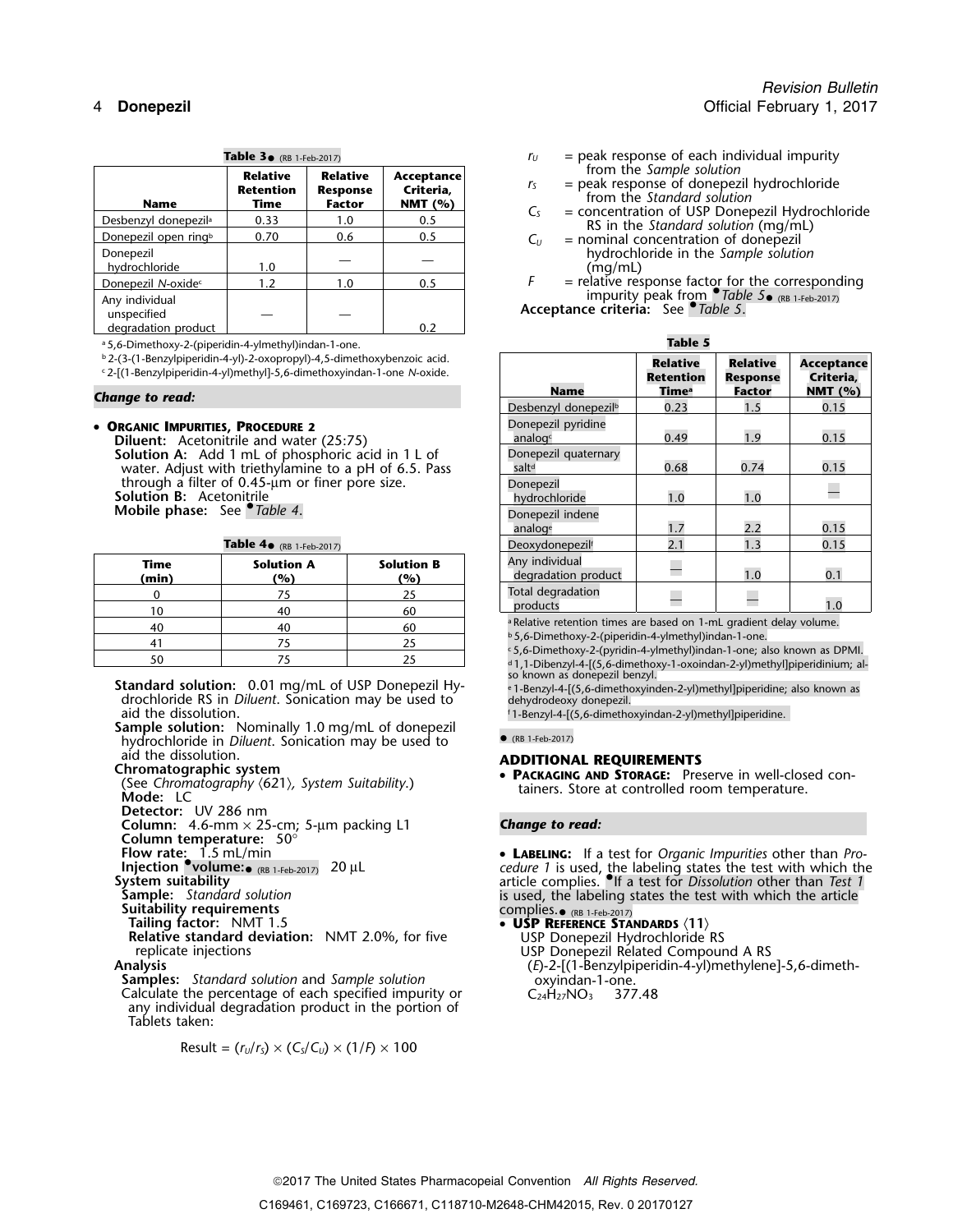**Table 3**● (RB 1-Feb-2017)

| Name | Relative Retention Time | Relative Response Factor | Acceptance Criteria, NMT (%) |
|---|---|---|---|
| Desbenzyl donepezil[a] | 0.33 | 1.0 | 0.5 |
| Donepezil open ring[b] | 0.70 | 0.6 | 0.5 |
| Donepezil hydrochloride | 1.0 | — | — |
| Donepezil *N*-oxide[c] | 1.2 | 1.0 | 0.5 |
| Any individual unspecified degradation product | — | — | 0.2 |

[a] 5,6-Dimethoxy-2-(piperidin-4-ylmethyl)indan-1-one.
[b] 2-(3-(1-Benzylpiperidin-4-yl)-2-oxopropyl)-4,5-dimethoxybenzoic acid.
[c] 2-[(1-Benzylpiperidin-4-yl)methyl]-5,6-dimethoxyindan-1-one *N*-oxide.

*Change to read:*

- **Organic Impurities, Procedure 2**

**Diluent:** Acetonitrile and water (25:75)
**Solution A:** Add 1 mL of phosphoric acid in 1 L of water. Adjust with triethylamine to a pH of 6.5. Pass through a filter of 0.45-µm or finer pore size.
**Solution B:** Acetonitrile
**Mobile phase:** See ●*Table 4*.

**Table 4**● (RB 1-Feb-2017)

| Time (min) | Solution A (%) | Solution B (%) |
|---|---|---|
| 0 | 75 | 25 |
| 10 | 40 | 60 |
| 40 | 40 | 60 |
| 41 | 75 | 25 |
| 50 | 75 | 25 |

**Standard solution:** 0.01 mg/mL of USP Donepezil Hydrochloride RS in *Diluent*. Sonication may be used to aid the dissolution.
**Sample solution:** Nominally 1.0 mg/mL of donepezil hydrochloride in *Diluent*. Sonication may be used to aid the dissolution.
**Chromatographic system**
(See *Chromatography* ⟨621⟩*, System Suitability.*)
**Mode:** LC
**Detector:** UV 286 nm
**Column:** 4.6-mm × 25-cm; 5-µm packing L1
**Column temperature:** 50°
**Flow rate:** 1.5 mL/min
**Injection** ●**volume:**● (RB 1-Feb-2017) 20 µL
**System suitability**
**Sample:** *Standard solution*
**Suitability requirements**
**Tailing factor:** NMT 1.5
**Relative standard deviation:** NMT 2.0%, for five replicate injections
**Analysis**
**Samples:** *Standard solution* and *Sample solution*
Calculate the percentage of each specified impurity or any individual degradation product in the portion of Tablets taken:

$$\text{Result} = (r_U/r_S) \times (C_S/C_U) \times (1/F) \times 100$$

$r_U$ = peak response of each individual impurity from the *Sample solution*
$r_S$ = peak response of donepezil hydrochloride from the *Standard solution*
$C_S$ = concentration of USP Donepezil Hydrochloride RS in the *Standard solution* (mg/mL)
$C_U$ = nominal concentration of donepezil hydrochloride in the *Sample solution* (mg/mL)
$F$ = relative response factor for the corresponding impurity peak from ●*Table 5*● (RB 1-Feb-2017)

**Acceptance criteria:** See ●*Table 5*.

**Table 5**

| Name | Relative Retention Time[a] | Relative Response Factor | Acceptance Criteria, NMT (%) |
|---|---|---|---|
| Desbenzyl donepezil[b] | 0.23 | 1.5 | 0.15 |
| Donepezil pyridine analog[c] | 0.49 | 1.9 | 0.15 |
| Donepezil quaternary salt[d] | 0.68 | 0.74 | 0.15 |
| Donepezil hydrochloride | 1.0 | 1.0 | — |
| Donepezil indene analog[e] | 1.7 | 2.2 | 0.15 |
| Deoxydonepezil[f] | 2.1 | 1.3 | 0.15 |
| Any individual degradation product | — | 1.0 | 0.1 |
| Total degradation products | — | — | 1.0 |

[a] Relative retention times are based on 1-mL gradient delay volume.
[b] 5,6-Dimethoxy-2-(piperidin-4-ylmethyl)indan-1-one.
[c] 5,6-Dimethoxy-2-(pyridin-4-ylmethyl)indan-1-one; also known as DPMI.
[d] 1,1-Dibenzyl-4-[(5,6-dimethoxy-1-oxoindan-2-yl)methyl]piperidinium; also known as donepezil benzyl.
[e] 1-Benzyl-4-[(5,6-dimethoxyinden-2-yl)methyl]piperidine; also known as dehydrodeoxy donepezil.
[f] 1-Benzyl-4-[(5,6-dimethoxyindan-2-yl)methyl]piperidine.

● (RB 1-Feb-2017)

## ADDITIONAL REQUIREMENTS

- **Packaging and Storage:** Preserve in well-closed containers. Store at controlled room temperature.

*Change to read:*

- **Labeling:** If a test for *Organic Impurities* other than *Procedure 1* is used, the labeling states the test with which the article complies. ●If a test for *Dissolution* other than *Test 1* is used, the labeling states the test with which the article complies.● (RB 1-Feb-2017)
- **USP Reference Standards** ⟨11⟩
  USP Donepezil Hydrochloride RS
  USP Donepezil Related Compound A RS
  (*E*)-2-[(1-Benzylpiperidin-4-yl)methylene]-5,6-dimethoxyindan-1-one.
  $C_{24}H_{27}NO_3$ 377.48